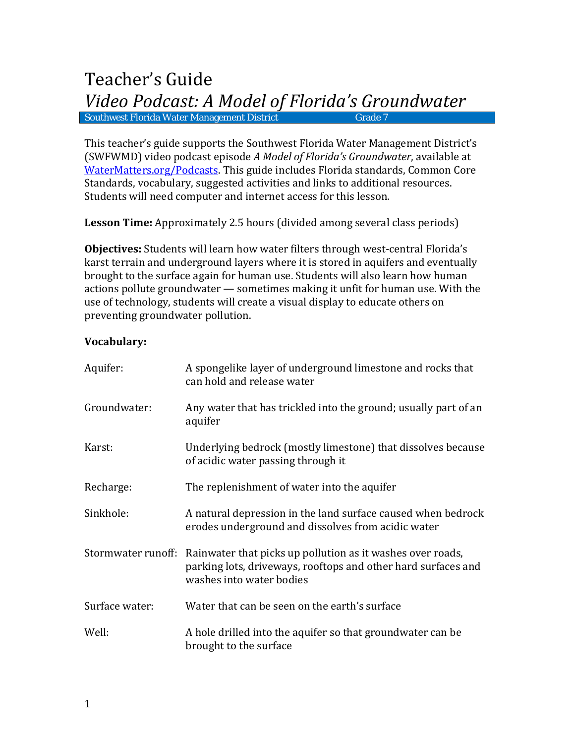# Teacher's Guide

## *Video Podcast: A Model of Florida's Groundwater*

Southwest Florida Water Management District | Grade 7

This teacher's guide supports the Southwest Florida Water Management District's (SWFWMD) video podcast episode *A Model of Florida's Groundwater*, available at [WaterMatters.org/Podcasts](WaterMatters.org/Podcasts). This guide includes Florida standards, Common Core Standards, vocabulary, suggested activities and links to additional resources. Students will need computer and internet access for this lesson.

**Lesson Time:** Approximately 2.5 hours (divided among several class periods)

**Objectives:** Students will learn how water filters through west-central Florida's karst terrain and underground layers where it is stored in aquifers and eventually brought to the surface again for human use. Students will also learn how human actions pollute groundwater — sometimes making it unfit for human use. With the use of technology, students will create a visual display to educate others on preventing groundwater pollution.

**Vocabulary:**

| | |
|---|---|
| Aquifer: | A spongelike layer of underground limestone and rocks that can hold and release water |
| Groundwater: | Any water that has trickled into the ground; usually part of an aquifer |
| Karst: | Underlying bedrock (mostly limestone) that dissolves because of acidic water passing through it |
| Recharge: | The replenishment of water into the aquifer |
| Sinkhole: | A natural depression in the land surface caused when bedrock erodes underground and dissolves from acidic water |
| Stormwater runoff: | Rainwater that picks up pollution as it washes over roads, parking lots, driveways, rooftops and other hard surfaces and washes into water bodies |
| Surface water: | Water that can be seen on the earth's surface |
| Well: | A hole drilled into the aquifer so that groundwater can be brought to the surface |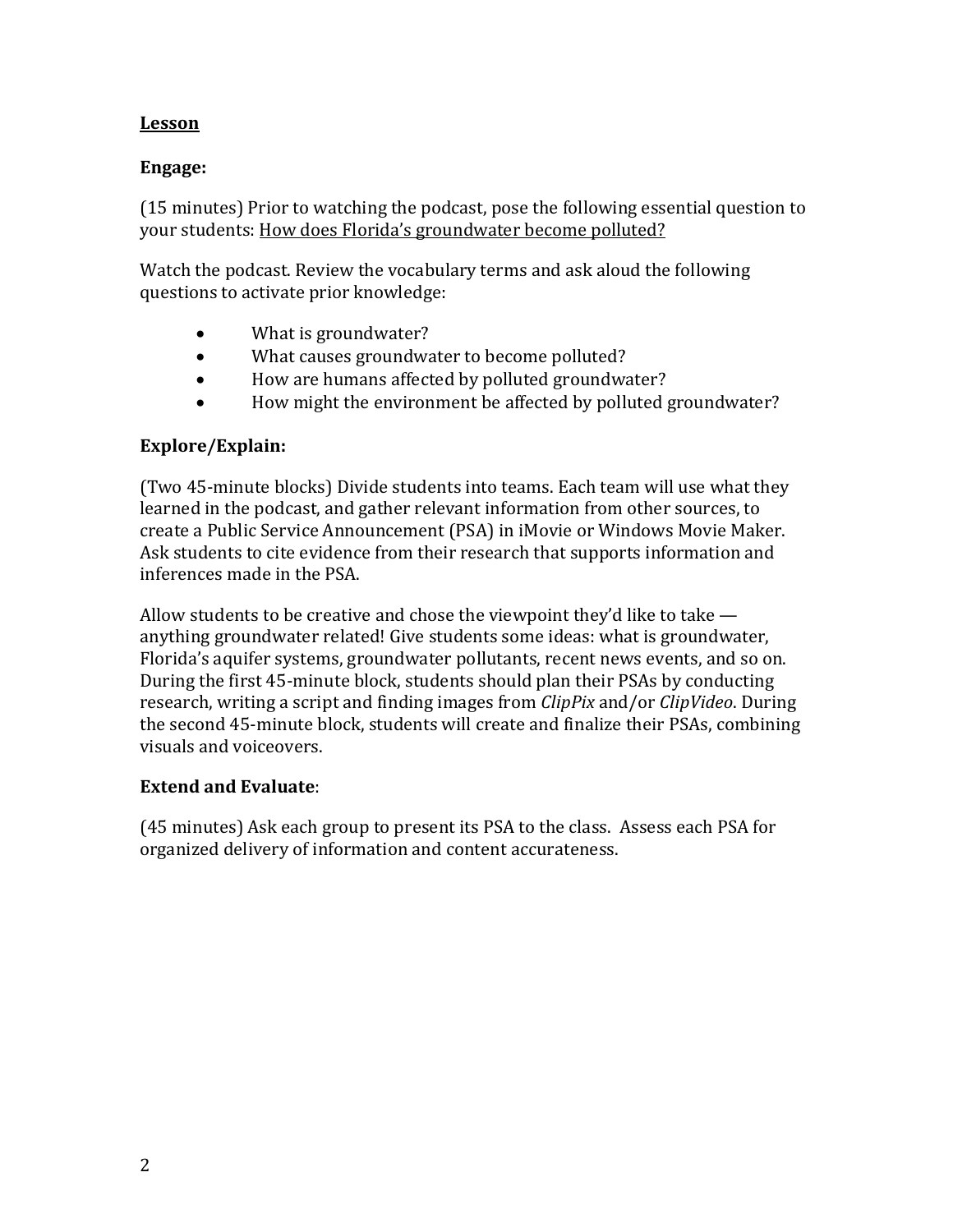## <u>Lesson</u>

### Engage:

(15 minutes) Prior to watching the podcast, pose the following essential question to your students: <u>How does Florida's groundwater become polluted?</u>

Watch the podcast. Review the vocabulary terms and ask aloud the following questions to activate prior knowledge:

- What is groundwater?
- What causes groundwater to become polluted?
- How are humans affected by polluted groundwater?
- How might the environment be affected by polluted groundwater?

### Explore/Explain:

(Two 45-minute blocks) Divide students into teams. Each team will use what they learned in the podcast, and gather relevant information from other sources, to create a Public Service Announcement (PSA) in iMovie or Windows Movie Maker. Ask students to cite evidence from their research that supports information and inferences made in the PSA.

Allow students to be creative and chose the viewpoint they'd like to take — anything groundwater related! Give students some ideas: what is groundwater, Florida's aquifer systems, groundwater pollutants, recent news events, and so on. During the first 45-minute block, students should plan their PSAs by conducting research, writing a script and finding images from *ClipPix* and/or *ClipVideo*. During the second 45-minute block, students will create and finalize their PSAs, combining visuals and voiceovers.

### Extend and Evaluate:

(45 minutes) Ask each group to present its PSA to the class. Assess each PSA for organized delivery of information and content accurateness.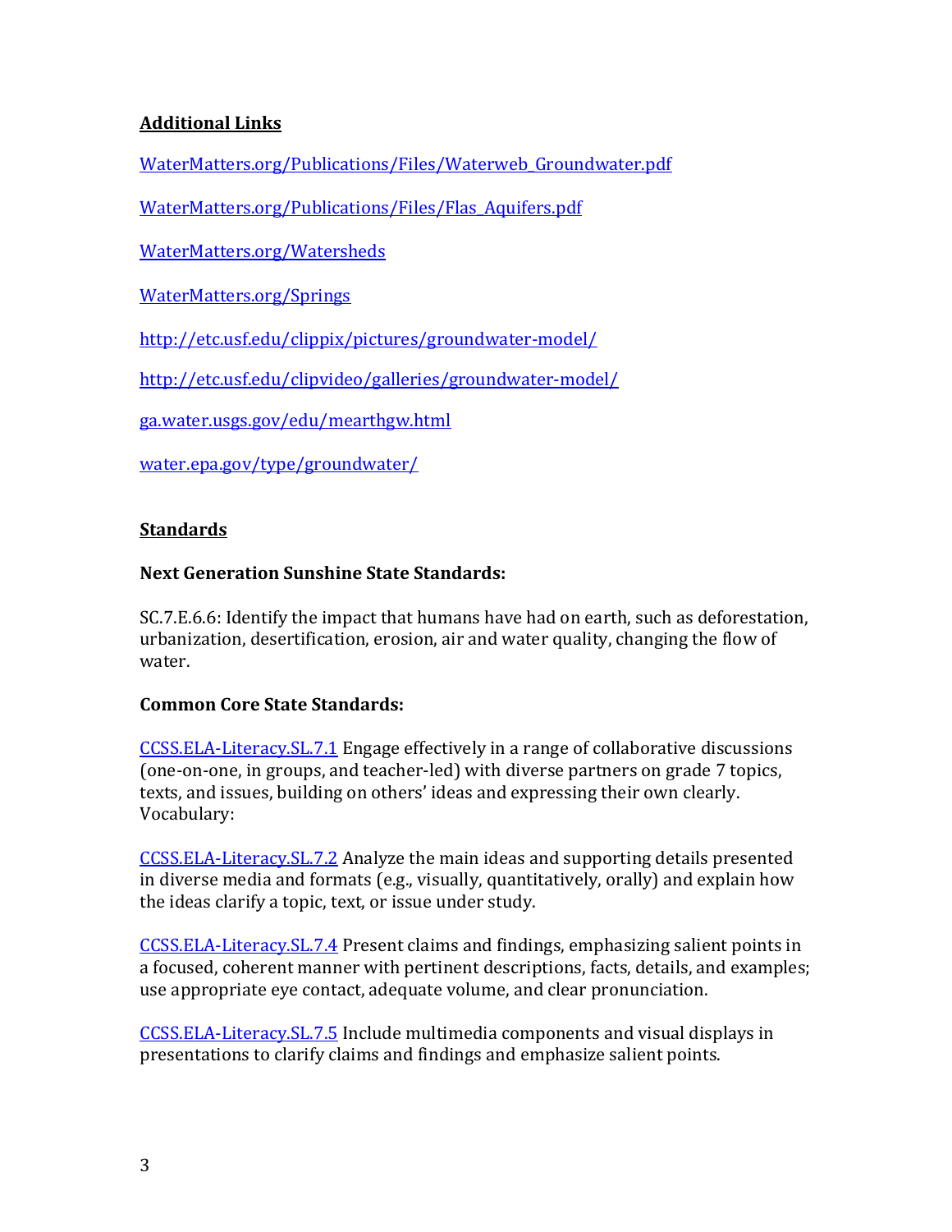**Additional Links**

WaterMatters.org/Publications/Files/Waterweb_Groundwater.pdf

WaterMatters.org/Publications/Files/Flas_Aquifers.pdf

WaterMatters.org/Watersheds

WaterMatters.org/Springs

http://etc.usf.edu/clippix/pictures/groundwater-model/

http://etc.usf.edu/clipvideo/galleries/groundwater-model/

ga.water.usgs.gov/edu/mearthgw.html

water.epa.gov/type/groundwater/

**Standards**

**Next Generation Sunshine State Standards:**

SC.7.E.6.6: Identify the impact that humans have had on earth, such as deforestation, urbanization, desertification, erosion, air and water quality, changing the flow of water.

**Common Core State Standards:**

CCSS.ELA-Literacy.SL.7.1 Engage effectively in a range of collaborative discussions (one-on-one, in groups, and teacher-led) with diverse partners on grade 7 topics, texts, and issues, building on others' ideas and expressing their own clearly. Vocabulary:

CCSS.ELA-Literacy.SL.7.2 Analyze the main ideas and supporting details presented in diverse media and formats (e.g., visually, quantitatively, orally) and explain how the ideas clarify a topic, text, or issue under study.

CCSS.ELA-Literacy.SL.7.4 Present claims and findings, emphasizing salient points in a focused, coherent manner with pertinent descriptions, facts, details, and examples; use appropriate eye contact, adequate volume, and clear pronunciation.

CCSS.ELA-Literacy.SL.7.5 Include multimedia components and visual displays in presentations to clarify claims and findings and emphasize salient points.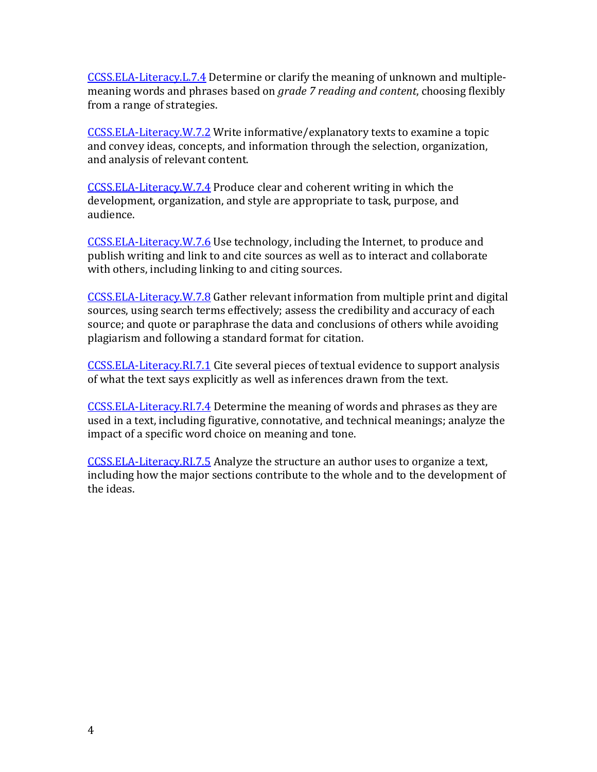CCSS.ELA-Literacy.L.7.4 Determine or clarify the meaning of unknown and multiple-meaning words and phrases based on *grade 7 reading and content*, choosing flexibly from a range of strategies.

CCSS.ELA-Literacy.W.7.2 Write informative/explanatory texts to examine a topic and convey ideas, concepts, and information through the selection, organization, and analysis of relevant content.

CCSS.ELA-Literacy.W.7.4 Produce clear and coherent writing in which the development, organization, and style are appropriate to task, purpose, and audience.

CCSS.ELA-Literacy.W.7.6 Use technology, including the Internet, to produce and publish writing and link to and cite sources as well as to interact and collaborate with others, including linking to and citing sources.

CCSS.ELA-Literacy.W.7.8 Gather relevant information from multiple print and digital sources, using search terms effectively; assess the credibility and accuracy of each source; and quote or paraphrase the data and conclusions of others while avoiding plagiarism and following a standard format for citation.

CCSS.ELA-Literacy.RI.7.1 Cite several pieces of textual evidence to support analysis of what the text says explicitly as well as inferences drawn from the text.

CCSS.ELA-Literacy.RI.7.4 Determine the meaning of words and phrases as they are used in a text, including figurative, connotative, and technical meanings; analyze the impact of a specific word choice on meaning and tone.

CCSS.ELA-Literacy.RI.7.5 Analyze the structure an author uses to organize a text, including how the major sections contribute to the whole and to the development of the ideas.